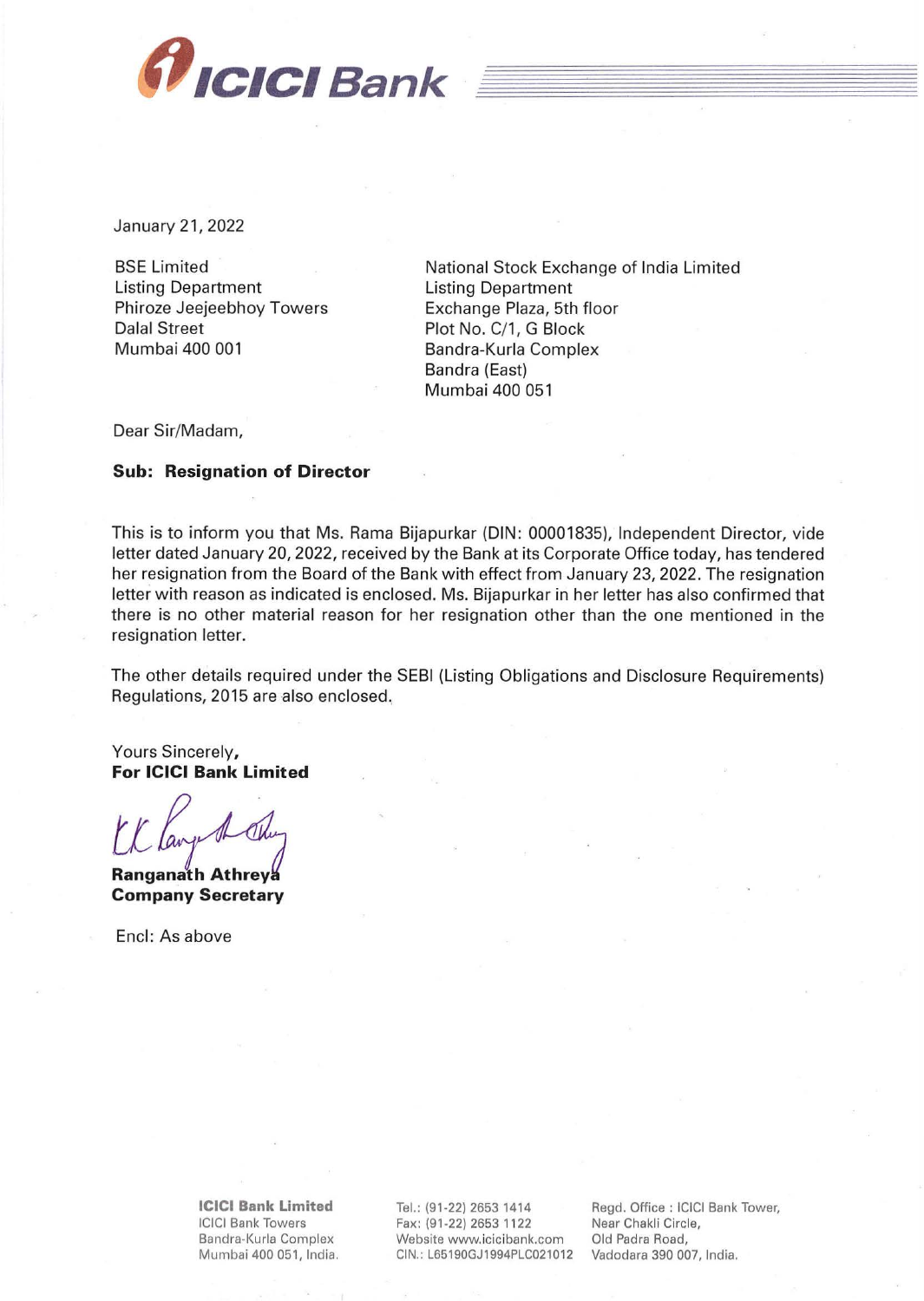**ICICI Bank**

January 21, 2022

BSE Limited
Listing Department
Phiroze Jeejeebhoy Towers
Dalal Street
Mumbai 400 001

National Stock Exchange of India Limited
Listing Department
Exchange Plaza, 5th floor
Plot No. C/1, G Block
Bandra-Kurla Complex
Bandra (East)
Mumbai 400 051

Dear Sir/Madam,

**Sub: Resignation of Director**

This is to inform you that Ms. Rama Bijapurkar (DIN: 00001835), Independent Director, vide letter dated January 20, 2022, received by the Bank at its Corporate Office today, has tendered her resignation from the Board of the Bank with effect from January 23, 2022. The resignation letter with reason as indicated is enclosed. Ms. Bijapurkar in her letter has also confirmed that there is no other material reason for her resignation other than the one mentioned in the resignation letter.

The other details required under the SEBI (Listing Obligations and Disclosure Requirements) Regulations, 2015 are also enclosed.

Yours Sincerely,
**For ICICI Bank Limited**

**Ranganath Athreya**
**Company Secretary**

Encl: As above

**ICICI Bank Limited**
ICICI Bank Towers
Bandra-Kurla Complex
Mumbai 400 051, India.

Tel.: (91-22) 2653 1414
Fax: (91-22) 2653 1122
Website www.icicibank.com
CIN.: L65190GJ1994PLC021012

Regd. Office : ICICI Bank Tower,
Near Chakli Circle,
Old Padra Road,
Vadodara 390 007, India.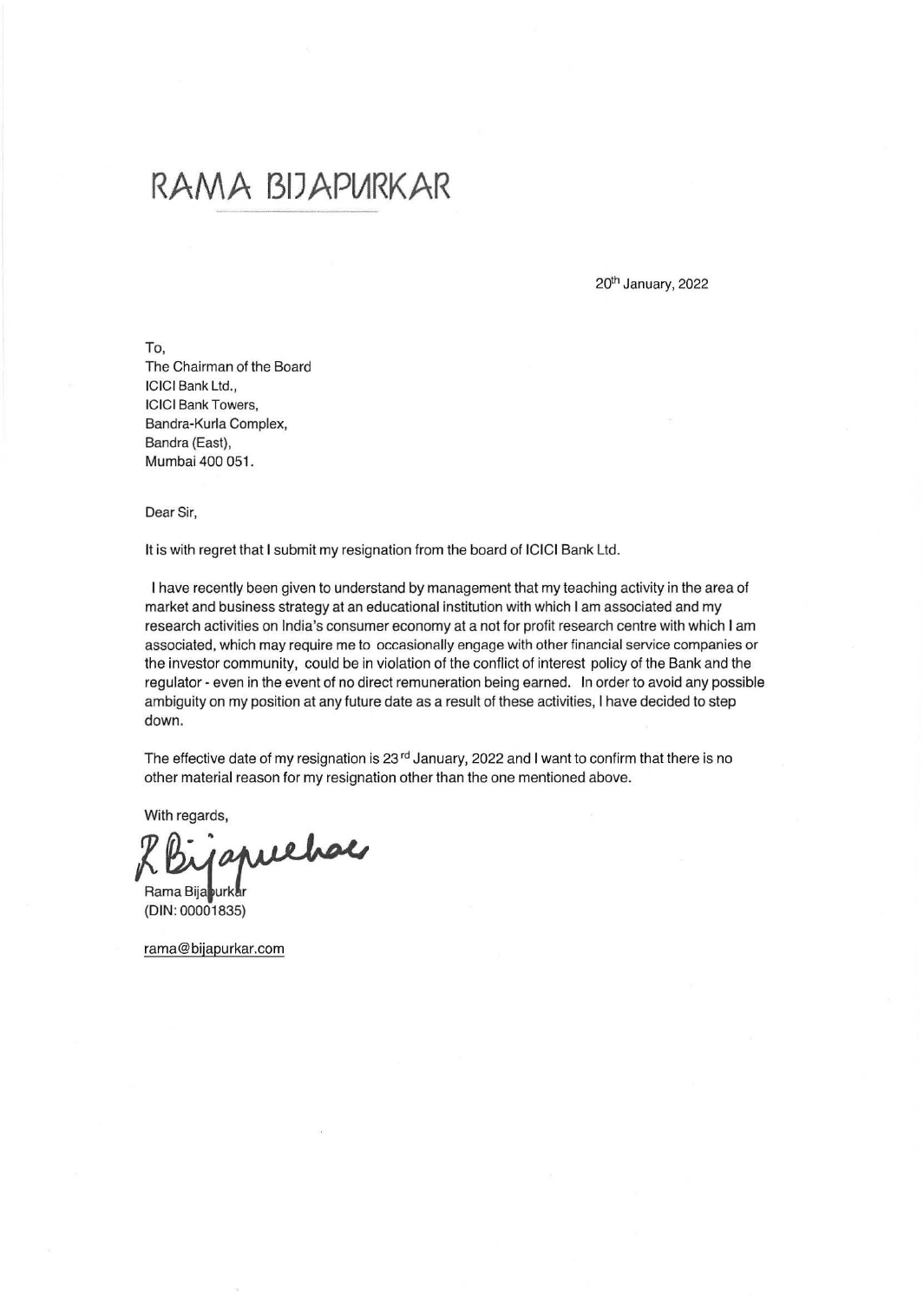# RAMA BIJAPURKAR

20th January, 2022

To,
The Chairman of the Board
ICICI Bank Ltd.,
ICICI Bank Towers,
Bandra-Kurla Complex,
Bandra (East),
Mumbai 400 051.

Dear Sir,

It is with regret that I submit my resignation from the board of ICICI Bank Ltd.

I have recently been given to understand by management that my teaching activity in the area of market and business strategy at an educational institution with which I am associated and my research activities on India's consumer economy at a not for profit research centre with which I am associated, which may require me to occasionally engage with other financial service companies or the investor community, could be in violation of the conflict of interest policy of the Bank and the regulator - even in the event of no direct remuneration being earned. In order to avoid any possible ambiguity on my position at any future date as a result of these activities, I have decided to step down.

The effective date of my resignation is 23rd January, 2022 and I want to confirm that there is no other material reason for my resignation other than the one mentioned above.

With regards,

R Bijapurkar

Rama Bijapurkar
(DIN: 00001835)

rama@bijapurkar.com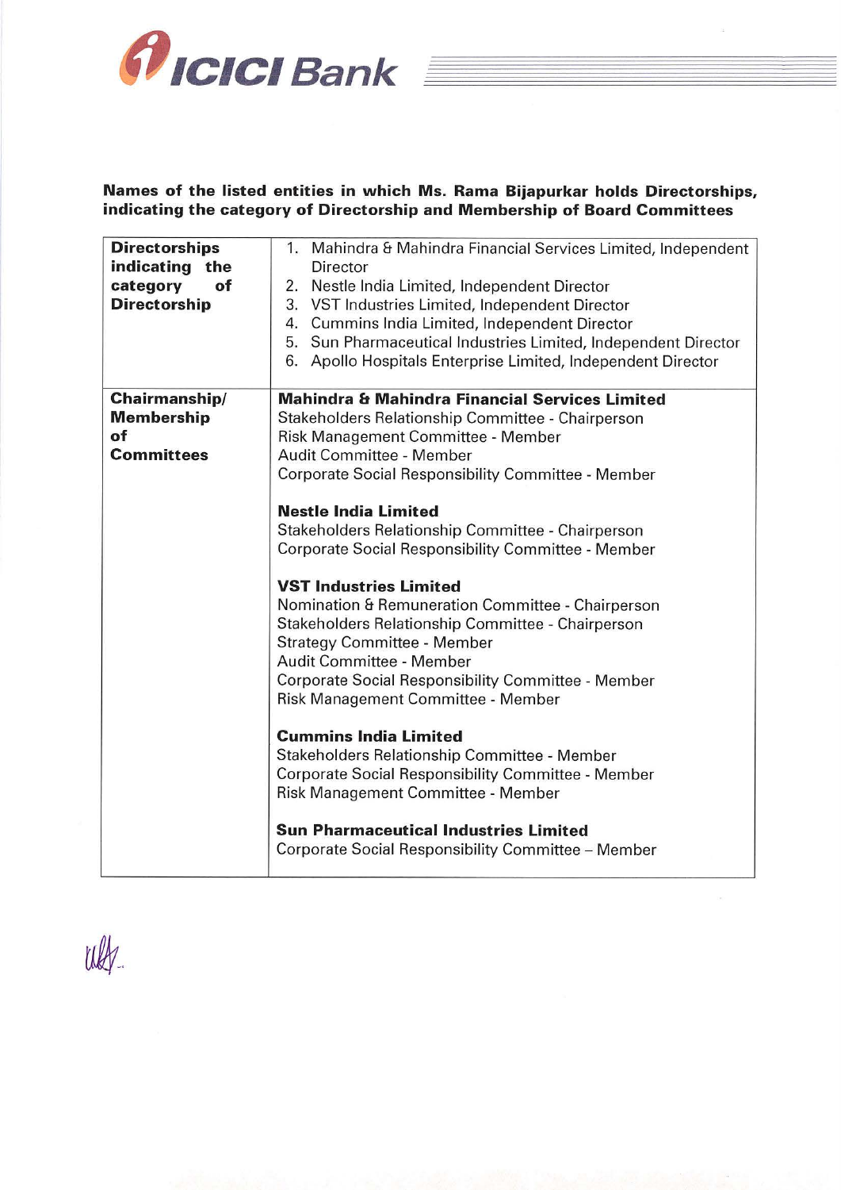**Names of the listed entities in which Ms. Rama Bijapurkar holds Directorships, indicating the category of Directorship and Membership of Board Committees**

| | |
|---|---|
| **Directorships indicating the category of Directorship** | 1. Mahindra & Mahindra Financial Services Limited, Independent Director<br>2. Nestle India Limited, Independent Director<br>3. VST Industries Limited, Independent Director<br>4. Cummins India Limited, Independent Director<br>5. Sun Pharmaceutical Industries Limited, Independent Director<br>6. Apollo Hospitals Enterprise Limited, Independent Director |
| **Chairmanship/ Membership of Committees** | **Mahindra & Mahindra Financial Services Limited**<br>Stakeholders Relationship Committee - Chairperson<br>Risk Management Committee - Member<br>Audit Committee - Member<br>Corporate Social Responsibility Committee - Member<br><br>**Nestle India Limited**<br>Stakeholders Relationship Committee - Chairperson<br>Corporate Social Responsibility Committee - Member<br><br>**VST Industries Limited**<br>Nomination & Remuneration Committee - Chairperson<br>Stakeholders Relationship Committee - Chairperson<br>Strategy Committee - Member<br>Audit Committee - Member<br>Corporate Social Responsibility Committee - Member<br>Risk Management Committee - Member<br><br>**Cummins India Limited**<br>Stakeholders Relationship Committee - Member<br>Corporate Social Responsibility Committee - Member<br>Risk Management Committee - Member<br><br>**Sun Pharmaceutical Industries Limited**<br>Corporate Social Responsibility Committee – Member |